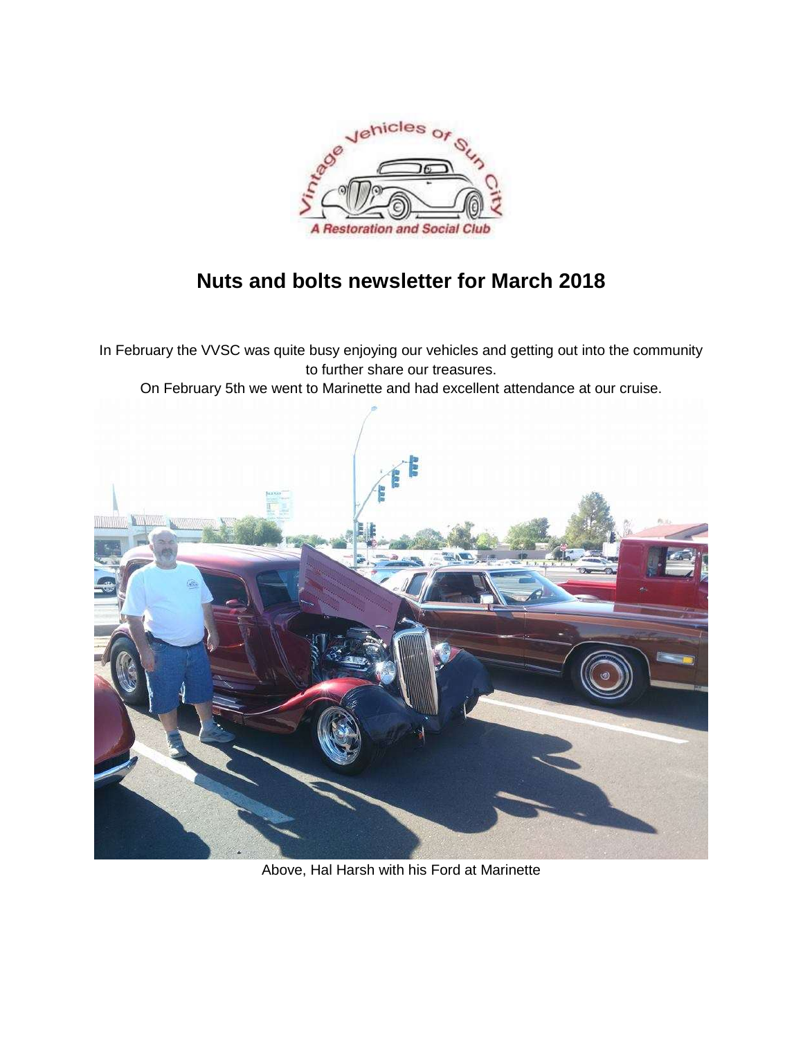# Nuts and bolts newsletter for March 2018

In February the VVSC was quite busy enjoying our vehicles and getting out into the community to further share our treasures.

On February 5th we went to Marinette and had excellent attendance at our cruise.

Above, Hal Harsh with his Ford at Marinette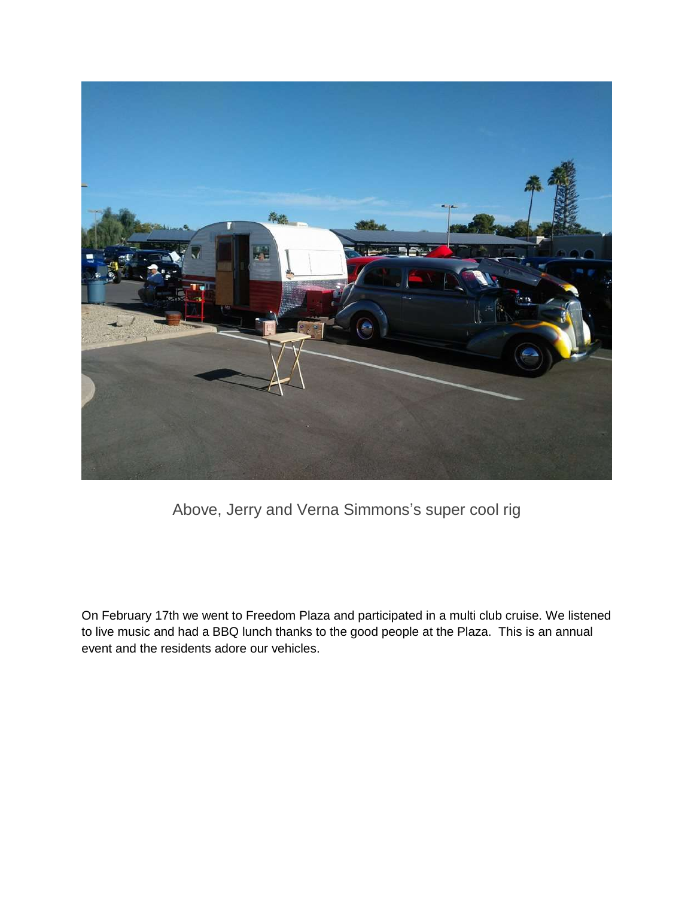Above, Jerry and Verna Simmons's super cool rig

On February 17th we went to Freedom Plaza and participated in a multi club cruise. We listened to live music and had a BBQ lunch thanks to the good people at the Plaza. This is an annual event and the residents adore our vehicles.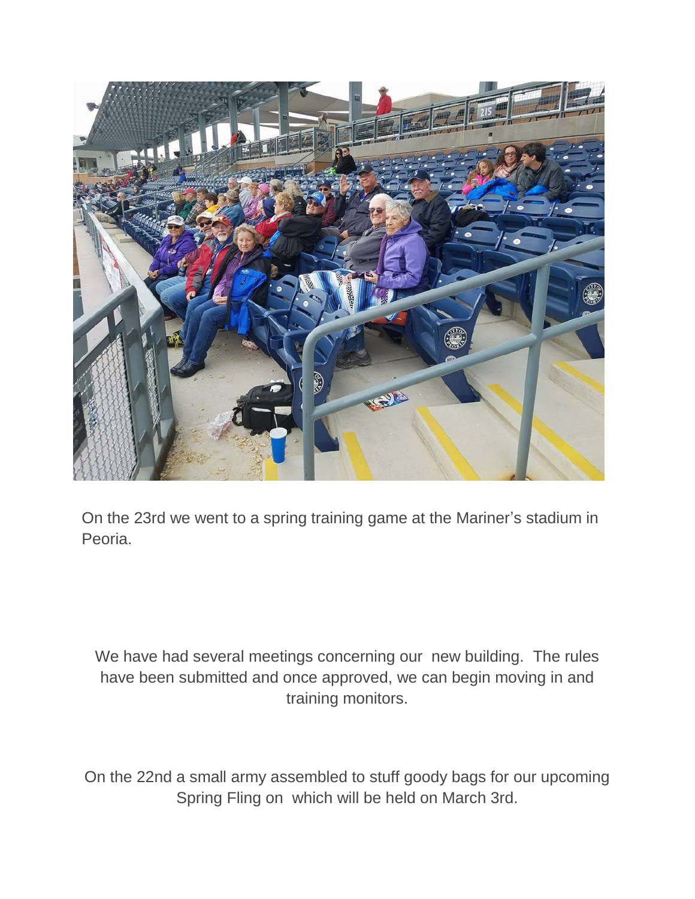On the 23rd we went to a spring training game at the Mariner's stadium in Peoria.

We have had several meetings concerning our new building. The rules have been submitted and once approved, we can begin moving in and training monitors.

On the 22nd a small army assembled to stuff goody bags for our upcoming Spring Fling on which will be held on March 3rd.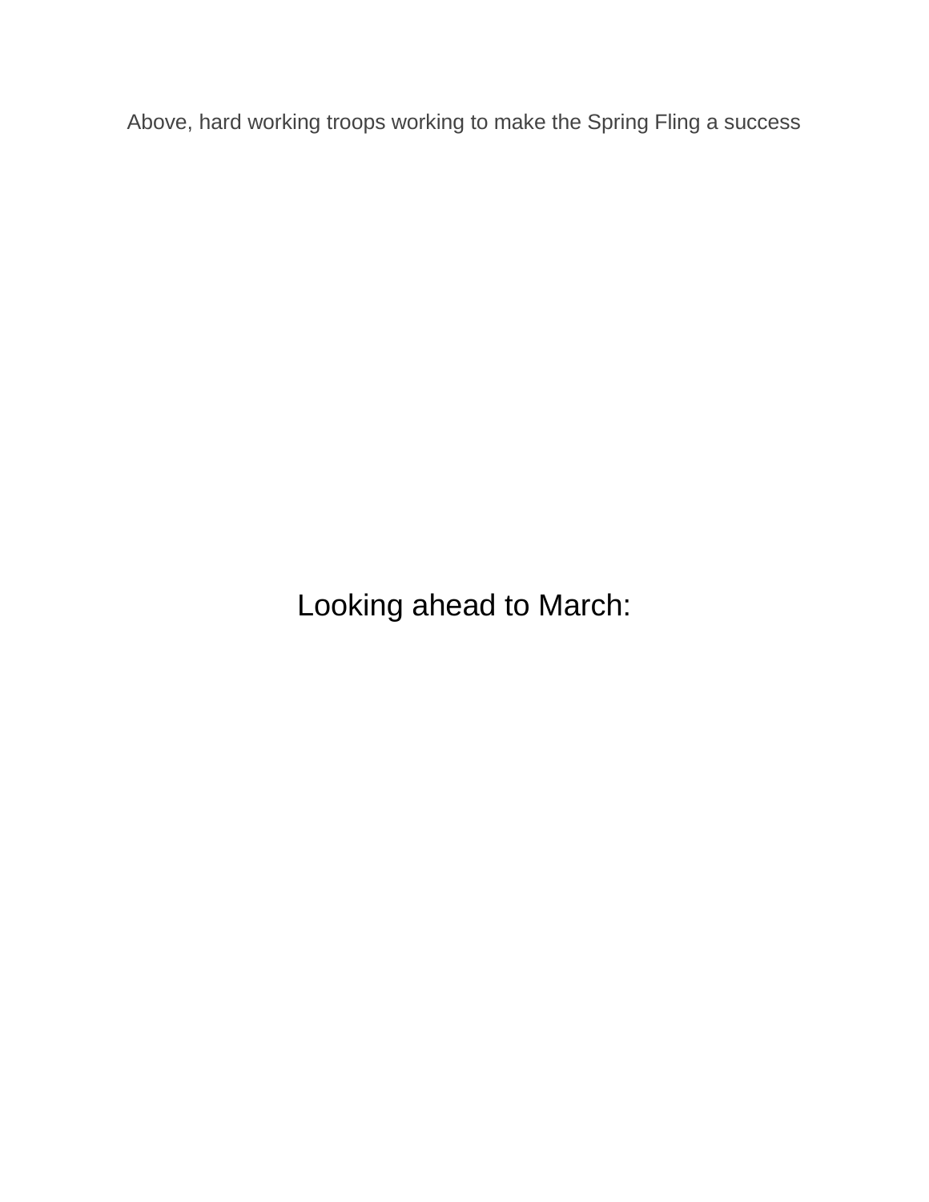Above, hard working troops working to make the Spring Fling a success

## Looking ahead to March: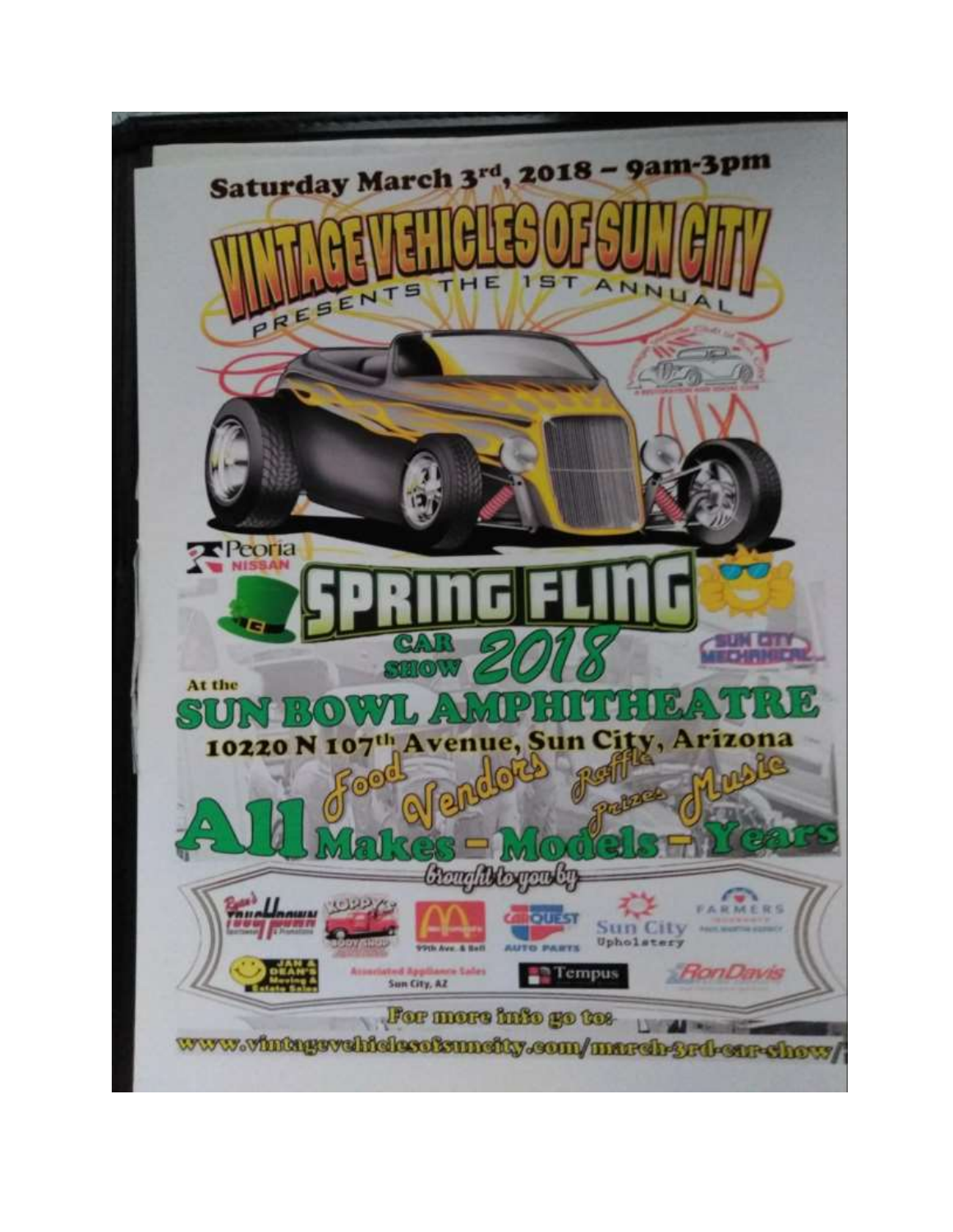**Saturday March 3rd, 2018 – 9am-3pm**

# VINTAGE VEHICLES OF SUN CITY

PRESENTS THE 1ST ANNUAL

Peoria NISSAN

# SPRING FLING

## CAR SHOW 2018

SUN CITY MECHANICAL

At the

## SUN BOWL AMPHITHEATRE

**10220 N 107th Avenue, Sun City, Arizona**

*Food Vendors Raffle Prizes Music*

## All Makes – Models – Years

*brought to you by*

Ryan's Touchdown Sportswear & Promotions

Koppy's Body Shop

McDonald's 99th Ave. & Bell

CarQuest Auto Parts

Sun City Upholstery

Farmers Insurance

Jan & Dean's Moving & Estate Sales

Associated Appliance Sales Sun City, AZ

Tempus

RonDavis

For more info go to:

www.vintagevehiclesofsuncity.com/march-3rd-car-show/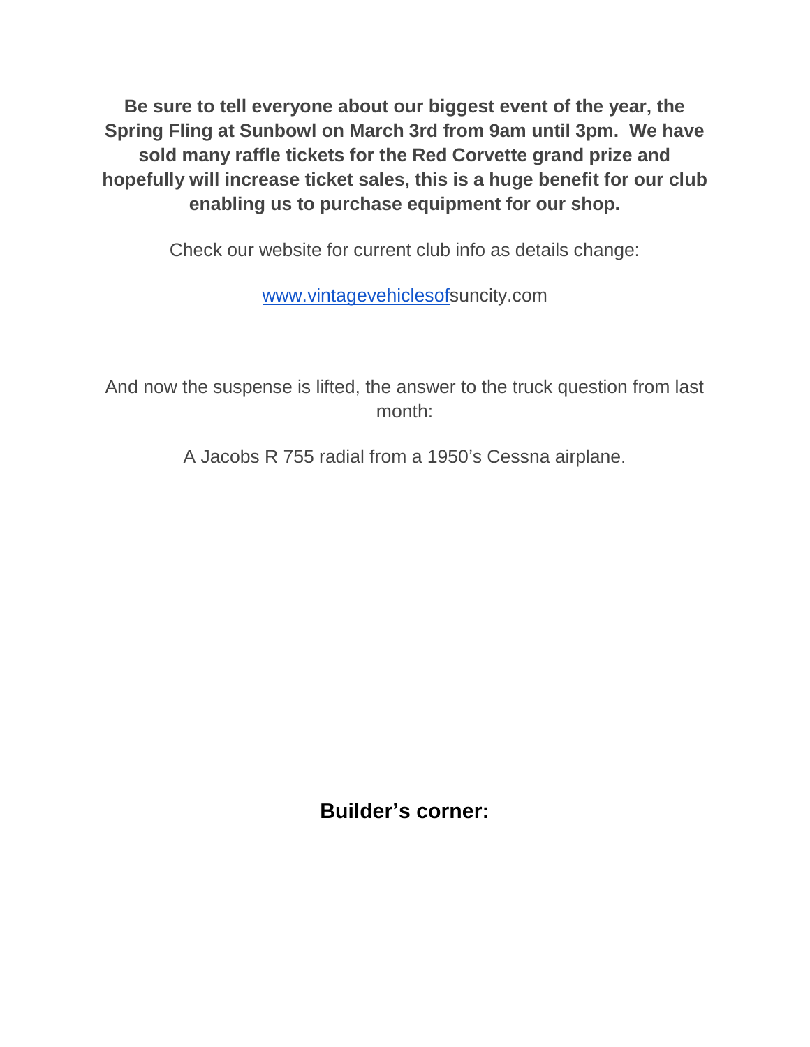**Be sure to tell everyone about our biggest event of the year, the Spring Fling at Sunbowl on March 3rd from 9am until 3pm. We have sold many raffle tickets for the Red Corvette grand prize and hopefully will increase ticket sales, this is a huge benefit for our club enabling us to purchase equipment for our shop.**

Check our website for current club info as details change:

[www.vintagevehiclesof](http://www.vintagevehiclesof)suncity.com

And now the suspense is lifted, the answer to the truck question from last month:

A Jacobs R 755 radial from a 1950's Cessna airplane.

## Builder's corner: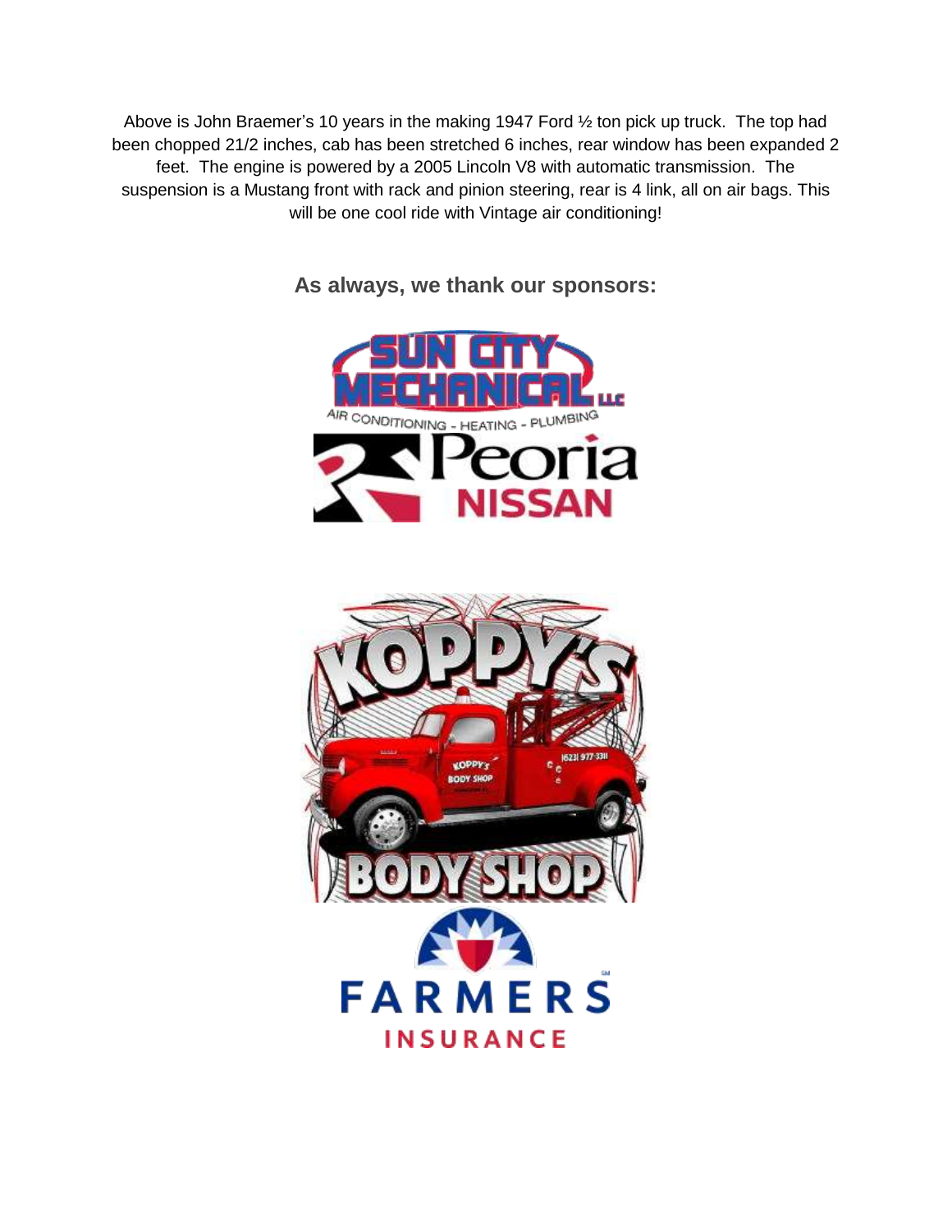Above is John Braemer's 10 years in the making 1947 Ford ½ ton pick up truck. The top had been chopped 21/2 inches, cab has been stretched 6 inches, rear window has been expanded 2 feet. The engine is powered by a 2005 Lincoln V8 with automatic transmission. The suspension is a Mustang front with rack and pinion steering, rear is 4 link, all on air bags. This will be one cool ride with Vintage air conditioning!

**As always, we thank our sponsors:**

SUN CITY MECHANICAL LLC
AIR CONDITIONING - HEATING - PLUMBING

Peoria NISSAN

KOPPY'S BODY SHOP

FARMERS INSURANCE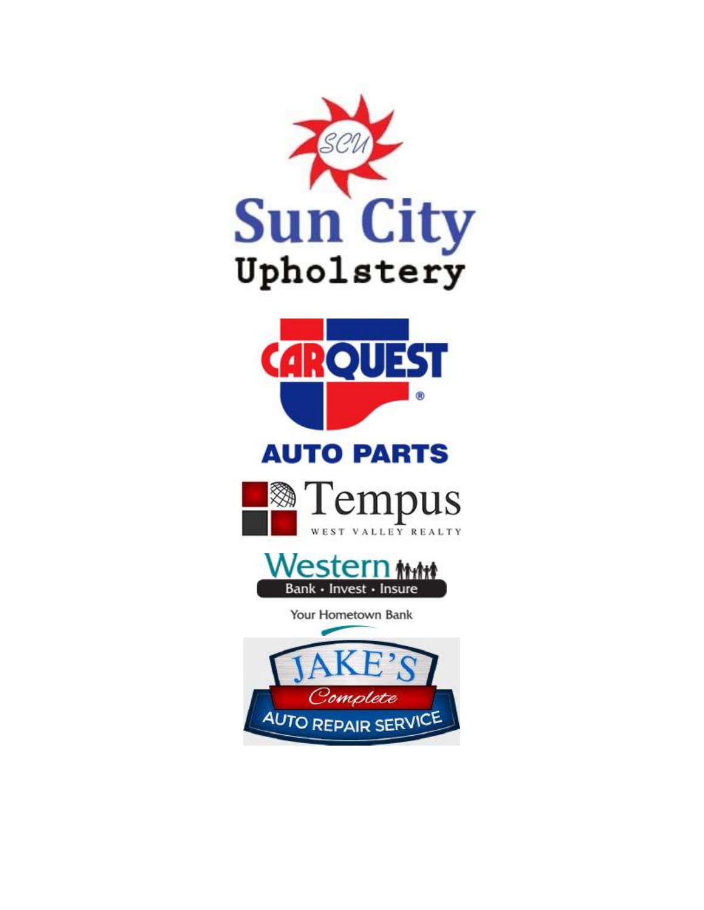SCU

Sun City
Upholstery

CARQUEST®

AUTO PARTS

Tempus
WEST VALLEY REALTY

Western
Bank • Invest • Insure

Your Hometown Bank

JAKE'S
Complete
AUTO REPAIR SERVICE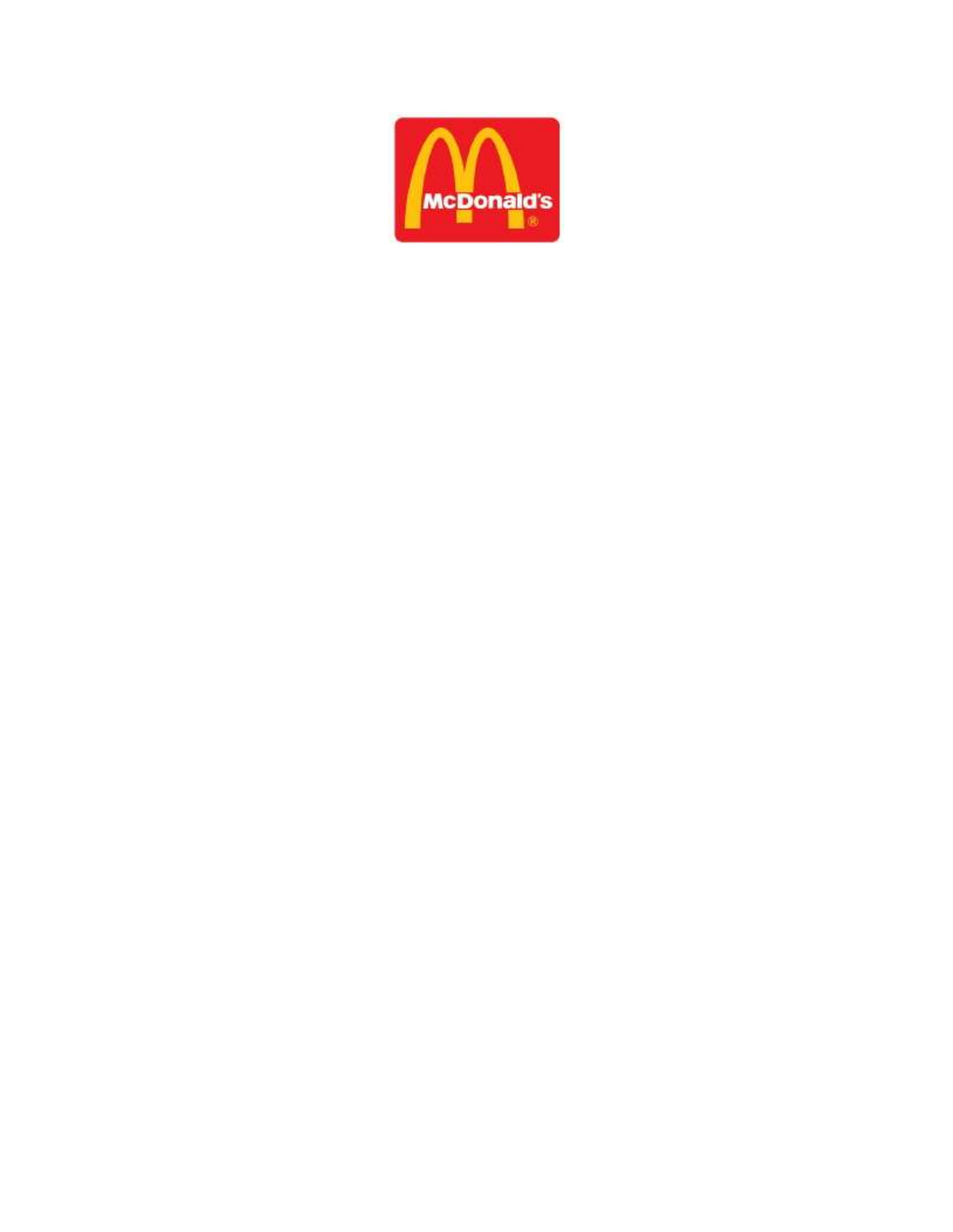McDonald's